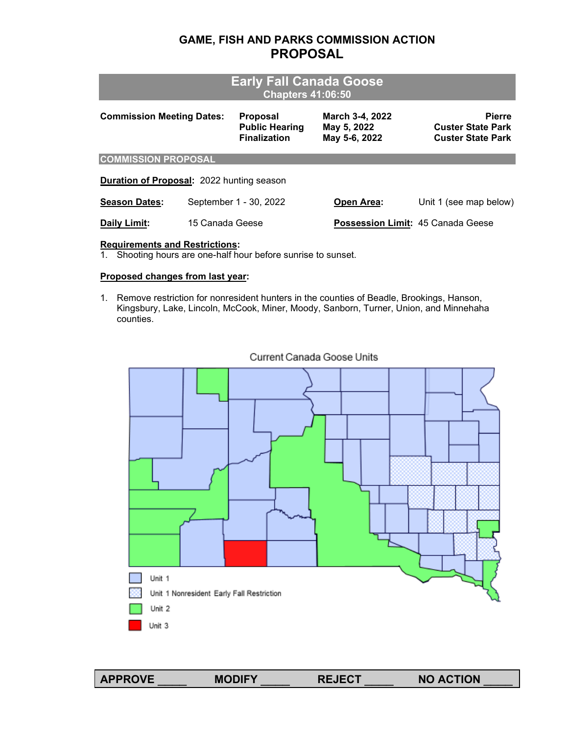# GAME, FISH AND PARKS COMMISSION ACTION
# PROPOSAL

## Early Fall Canada Goose
### Chapters 41:06:50

| Commission Meeting Dates: | Proposal | March 3-4, 2022 | Pierre |
|---|---|---|---|
| | Public Hearing | May 5, 2022 | Custer State Park |
| | Finalization | May 5-6, 2022 | Custer State Park |

## COMMISSION PROPOSAL

**Duration of Proposal:** 2022 hunting season

**Season Dates:** September 1 - 30, 2022

**Open Area:** Unit 1 (see map below)

**Daily Limit:** 15 Canada Geese

**Possession Limit:** 45 Canada Geese

**Requirements and Restrictions:**

1. Shooting hours are one-half hour before sunrise to sunset.

**Proposed changes from last year:**

1. Remove restriction for nonresident hunters in the counties of Beadle, Brookings, Hanson, Kingsbury, Lake, Lincoln, McCook, Miner, Moody, Sanborn, Turner, Union, and Minnehaha counties.

Current Canada Goose Units

- Unit 1
- Unit 1 Nonresident Early Fall Restriction
- Unit 2
- Unit 3

APPROVE _____ MODIFY _____ REJECT _____ NO ACTION _____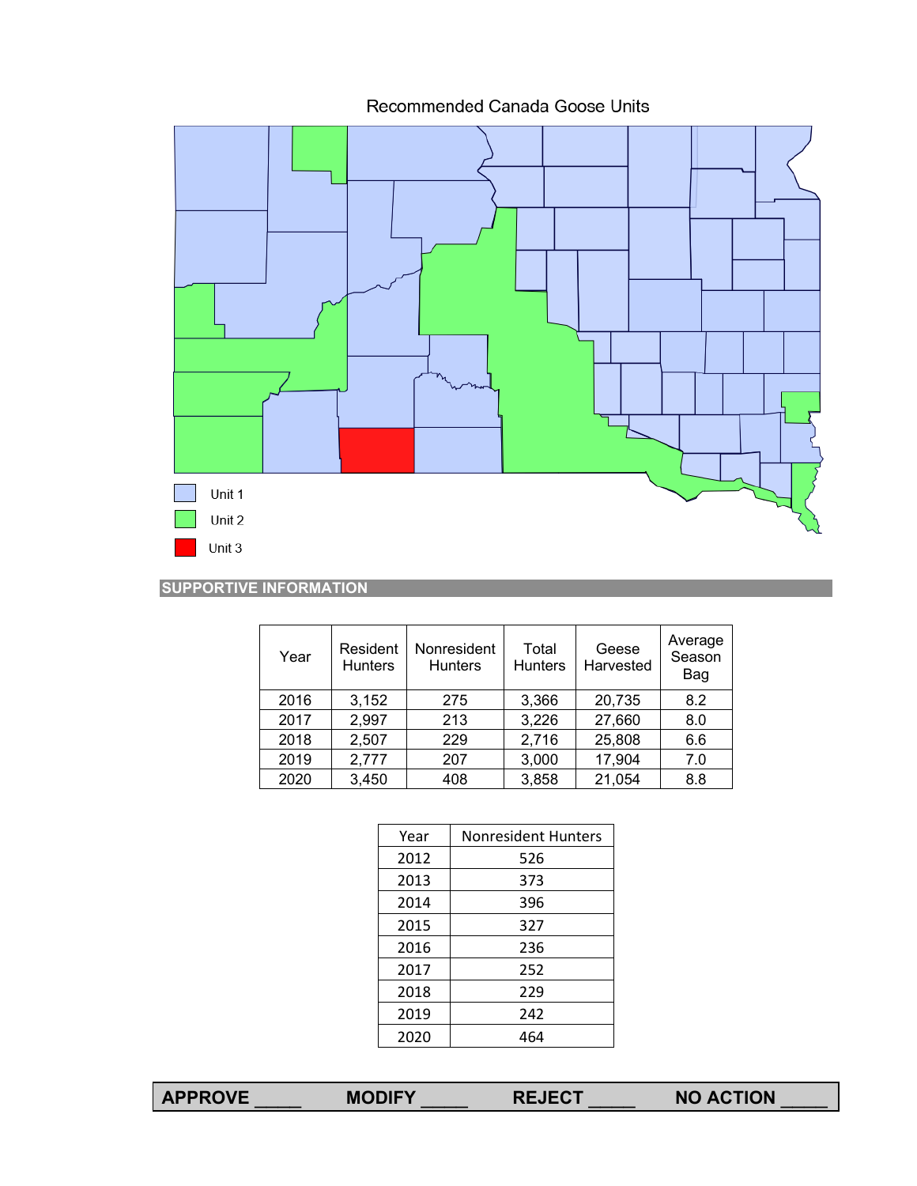Recommended Canada Goose Units

Unit 1

Unit 2

Unit 3

## SUPPORTIVE INFORMATION

| Year | Resident Hunters | Nonresident Hunters | Total Hunters | Geese Harvested | Average Season Bag |
|---|---|---|---|---|---|
| 2016 | 3,152 | 275 | 3,366 | 20,735 | 8.2 |
| 2017 | 2,997 | 213 | 3,226 | 27,660 | 8.0 |
| 2018 | 2,507 | 229 | 2,716 | 25,808 | 6.6 |
| 2019 | 2,777 | 207 | 3,000 | 17,904 | 7.0 |
| 2020 | 3,450 | 408 | 3,858 | 21,054 | 8.8 |

| Year | Nonresident Hunters |
|---|---|
| 2012 | 526 |
| 2013 | 373 |
| 2014 | 396 |
| 2015 | 327 |
| 2016 | 236 |
| 2017 | 252 |
| 2018 | 229 |
| 2019 | 242 |
| 2020 | 464 |

**APPROVE _____ MODIFY _____ REJECT _____ NO ACTION _____**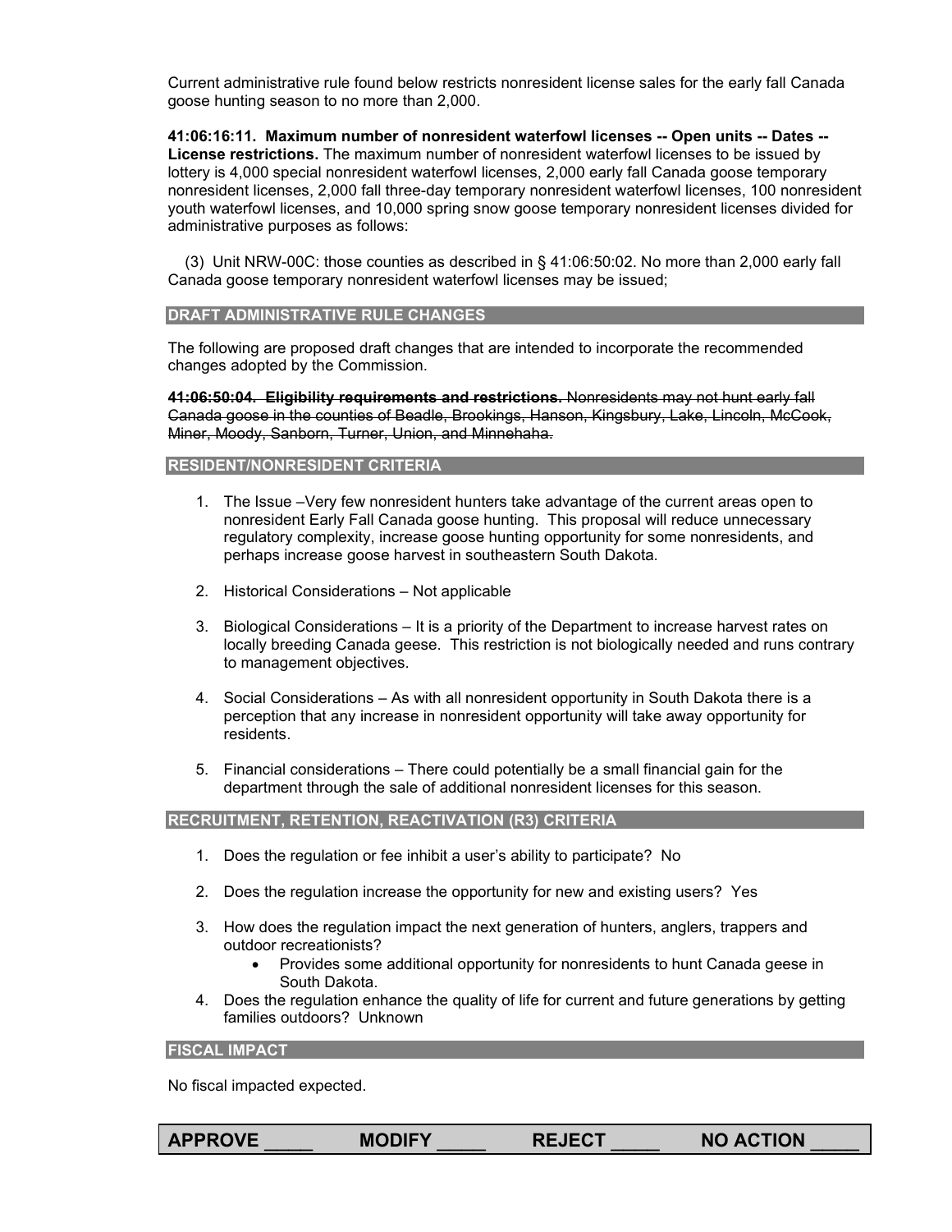Current administrative rule found below restricts nonresident license sales for the early fall Canada goose hunting season to no more than 2,000.

**41:06:16:11. Maximum number of nonresident waterfowl licenses -- Open units -- Dates -- License restrictions.** The maximum number of nonresident waterfowl licenses to be issued by lottery is 4,000 special nonresident waterfowl licenses, 2,000 early fall Canada goose temporary nonresident licenses, 2,000 fall three-day temporary nonresident waterfowl licenses, 100 nonresident youth waterfowl licenses, and 10,000 spring snow goose temporary nonresident licenses divided for administrative purposes as follows:

(3) Unit NRW-00C: those counties as described in § 41:06:50:02. No more than 2,000 early fall Canada goose temporary nonresident waterfowl licenses may be issued;

## DRAFT ADMINISTRATIVE RULE CHANGES

The following are proposed draft changes that are intended to incorporate the recommended changes adopted by the Commission.

~~**41:06:50:04. Eligibility requirements and restrictions.** Nonresidents may not hunt early fall Canada goose in the counties of Beadle, Brookings, Hanson, Kingsbury, Lake, Lincoln, McCook, Miner, Moody, Sanborn, Turner, Union, and Minnehaha.~~

## RESIDENT/NONRESIDENT CRITERIA

1. The Issue –Very few nonresident hunters take advantage of the current areas open to nonresident Early Fall Canada goose hunting. This proposal will reduce unnecessary regulatory complexity, increase goose hunting opportunity for some nonresidents, and perhaps increase goose harvest in southeastern South Dakota.
2. Historical Considerations – Not applicable
3. Biological Considerations – It is a priority of the Department to increase harvest rates on locally breeding Canada geese. This restriction is not biologically needed and runs contrary to management objectives.
4. Social Considerations – As with all nonresident opportunity in South Dakota there is a perception that any increase in nonresident opportunity will take away opportunity for residents.
5. Financial considerations – There could potentially be a small financial gain for the department through the sale of additional nonresident licenses for this season.

## RECRUITMENT, RETENTION, REACTIVATION (R3) CRITERIA

1. Does the regulation or fee inhibit a user's ability to participate? No
2. Does the regulation increase the opportunity for new and existing users? Yes
3. How does the regulation impact the next generation of hunters, anglers, trappers and outdoor recreationists?
   - Provides some additional opportunity for nonresidents to hunt Canada geese in South Dakota.
4. Does the regulation enhance the quality of life for current and future generations by getting families outdoors? Unknown

## FISCAL IMPACT

No fiscal impacted expected.

**APPROVE _____ MODIFY _____ REJECT _____ NO ACTION _____**